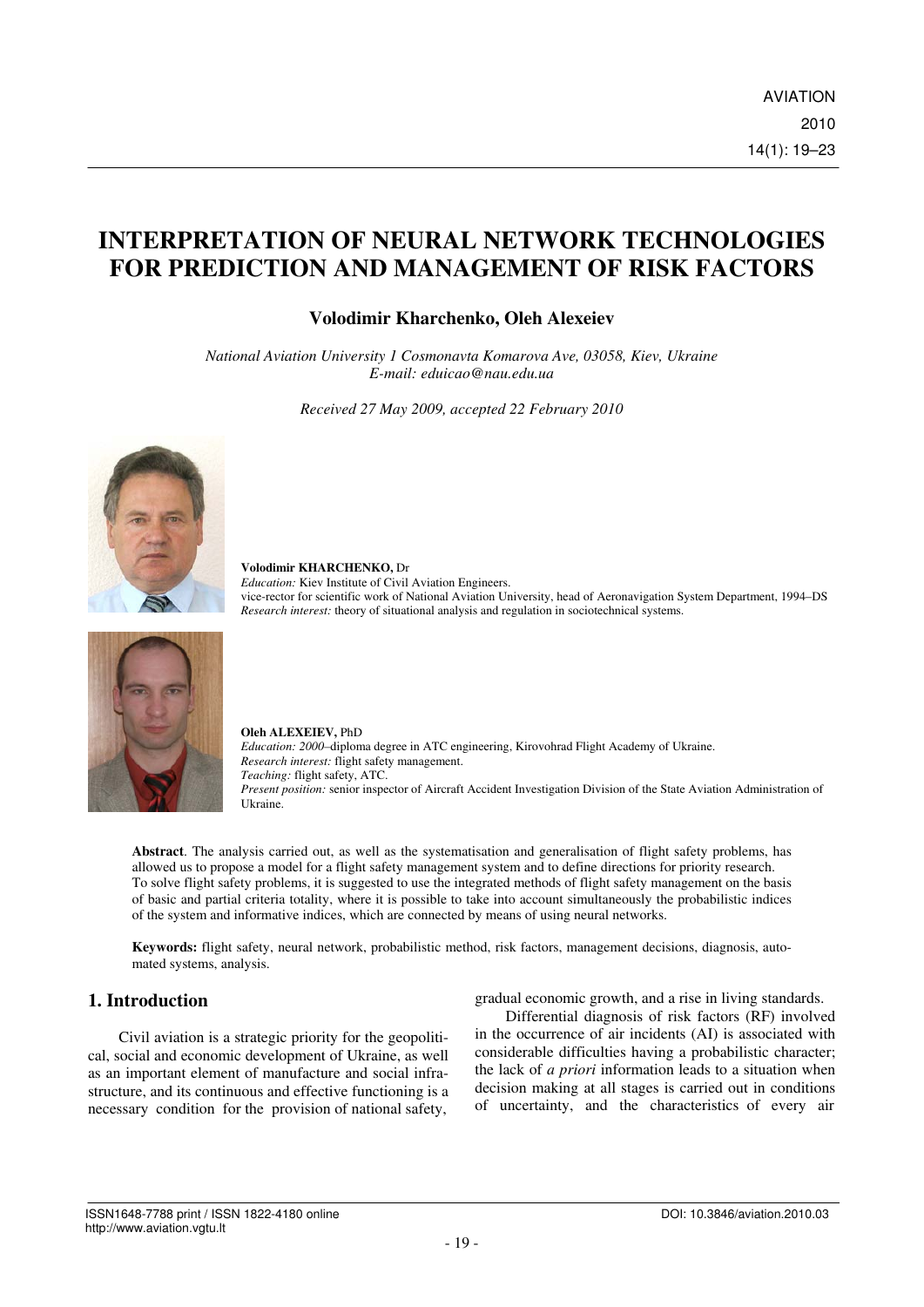# INTERPRETATION OF NEURAL NETWORK TECHNOLOGIES FOR PREDICTION AND MANAGEMENT OF RISK FACTORS

**Volodimir Kharchenko, Oleh Alexeiev**

*National Aviation University 1 Cosmonavta Komarova Ave, 03058, Kiev, Ukraine*
*E-mail: eduicao@nau.edu.ua*

*Received 27 May 2009, accepted 22 February 2010*

**Volodimir KHARCHENKO,** Dr
*Education:* Kiev Institute of Civil Aviation Engineers.
vice-rector for scientific work of National Aviation University, head of Aeronavigation System Department, 1994–DS
*Research interest:* theory of situational analysis and regulation in sociotechnical systems.

**Oleh ALEXEIEV,** PhD
*Education: 2000*–diploma degree in ATC engineering, Kirovohrad Flight Academy of Ukraine.
*Research interest:* flight safety management.
*Teaching:* flight safety, ATC.
*Present position:* senior inspector of Aircraft Accident Investigation Division of the State Aviation Administration of Ukraine.

**Abstract**. The analysis carried out, as well as the systematisation and generalisation of flight safety problems, has allowed us to propose a model for a flight safety management system and to define directions for priority research. To solve flight safety problems, it is suggested to use the integrated methods of flight safety management on the basis of basic and partial criteria totality, where it is possible to take into account simultaneously the probabilistic indices of the system and informative indices, which are connected by means of using neural networks.

**Keywords:** flight safety, neural network, probabilistic method, risk factors, management decisions, diagnosis, automated systems, analysis.

## 1. Introduction

Civil aviation is a strategic priority for the geopolitical, social and economic development of Ukraine, as well as an important element of manufacture and social infrastructure, and its continuous and effective functioning is a necessary condition for the provision of national safety, gradual economic growth, and a rise in living standards.

Differential diagnosis of risk factors (RF) involved in the occurrence of air incidents (AI) is associated with considerable difficulties having a probabilistic character; the lack of *a priori* information leads to a situation when decision making at all stages is carried out in conditions of uncertainty, and the characteristics of every air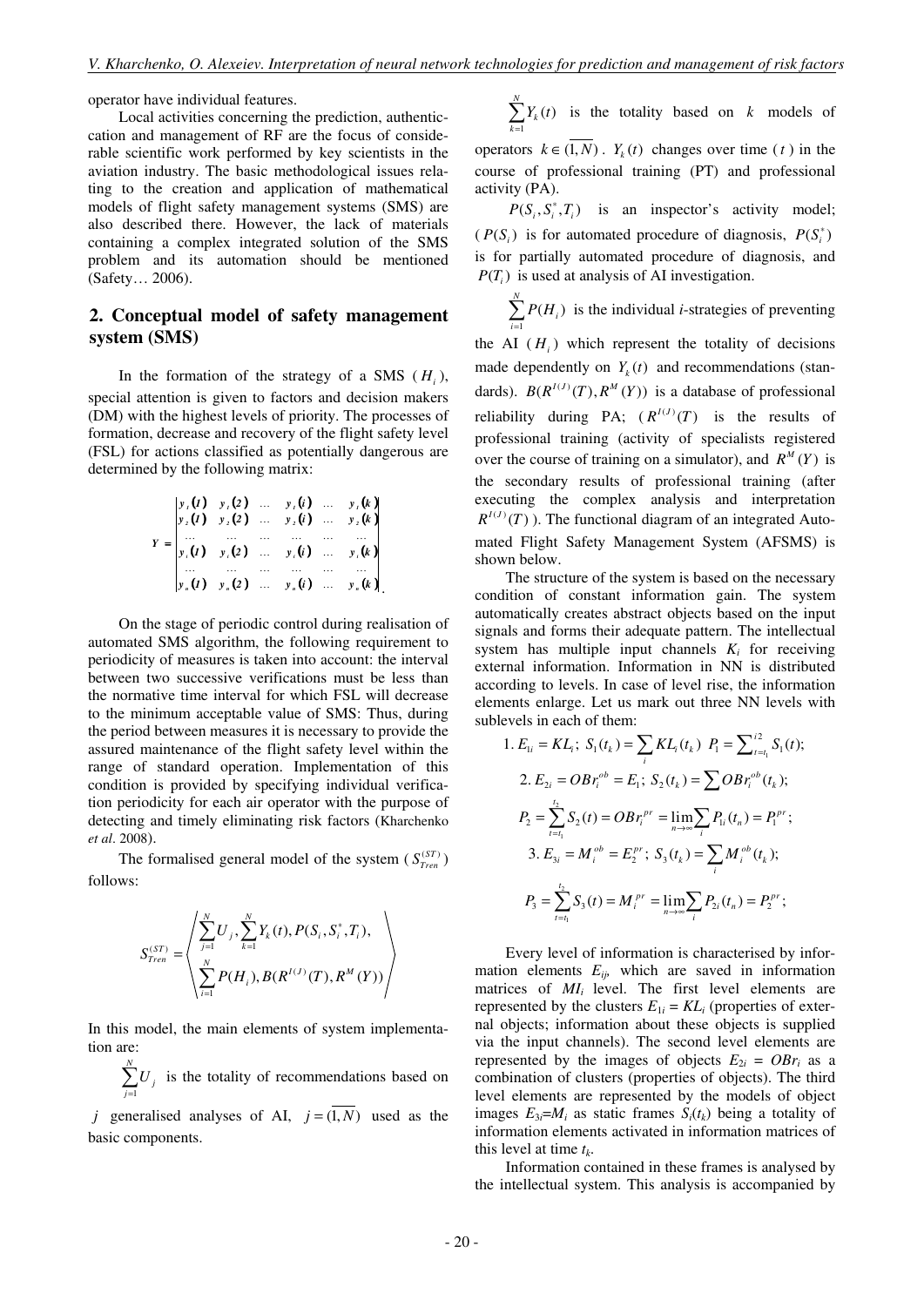operator have individual features.

Local activities concerning the prediction, authentication and management of RF are the focus of considerable scientific work performed by key scientists in the aviation industry. The basic methodological issues relating to the creation and application of mathematical models of flight safety management systems (SMS) are also described there. However, the lack of materials containing a complex integrated solution of the SMS problem and its automation should be mentioned (Safety… 2006).

## 2. Conceptual model of safety management system (SMS)

In the formation of the strategy of a SMS ($H_i$), special attention is given to factors and decision makers (DM) with the highest levels of priority. The processes of formation, decrease and recovery of the flight safety level (FSL) for actions classified as potentially dangerous are determined by the following matrix:

$$Y = \begin{vmatrix} y_1(1) & y_1(2) & \dots & y_1(i) & \dots & y_1(k) \\ y_2(1) & y_2(2) & \dots & y_2(i) & \dots & y_2(k) \\ \dots & \dots & \dots & \dots & \dots & \dots \\ y_i(1) & y_i(2) & \dots & y_i(i) & \dots & y_i(k) \\ \dots & \dots & \dots & \dots & \dots & \dots \\ y_n(1) & y_n(2) & \dots & y_n(i) & \dots & y_n(k) \end{vmatrix}.$$

On the stage of periodic control during realisation of automated SMS algorithm, the following requirement to periodicity of measures is taken into account: the interval between two successive verifications must be less than the normative time interval for which FSL will decrease to the minimum acceptable value of SMS: Thus, during the period between measures it is necessary to provide the assured maintenance of the flight safety level within the range of standard operation. Implementation of this condition is provided by specifying individual verification periodicity for each air operator with the purpose of detecting and timely eliminating risk factors (Kharchenko *et al*. 2008).

The formalised general model of the system ($S_{Tren}^{(ST)}$) follows:

$$S_{Tren}^{(ST)} = \left\langle \begin{array}{c} \sum_{j=1}^{N} U_j, \sum_{k=1}^{N} Y_k(t), P(S_i, S_i^*, T_i), \\ \sum_{i=1}^{N} P(H_i), B(R^{I(J)}(T), R^M(Y)) \end{array} \right\rangle$$

In this model, the main elements of system implementation are:

$\sum_{j=1}^{N} U_j$ is the totality of recommendations based on $j$ generalised analyses of AI, $j = \overline{(1, N)}$ used as the basic components.

$\sum_{k=1}^{N} Y_k(t)$ is the totality based on $k$ models of operators $k \in \overline{(1, N)}$. $Y_k(t)$ changes over time ($t$) in the course of professional training (PT) and professional activity (PA).

$P(S_i, S_i^*, T_i)$ is an inspector's activity model; ($P(S_i)$ is for automated procedure of diagnosis, $P(S_i^*)$ is for partially automated procedure of diagnosis, and $P(T_i)$ is used at analysis of AI investigation.

$\sum_{i=1}^{N} P(H_i)$ is the individual *i*-strategies of preventing the AI ($H_i$) which represent the totality of decisions made dependently on $Y_k(t)$ and recommendations (standards). $B(R^{I(J)}(T), R^M(Y))$ is a database of professional reliability during PA; ($R^{I(J)}(T)$ is the results of professional training (activity of specialists registered over the course of training on a simulator), and $R^M(Y)$ is the secondary results of professional training (after executing the complex analysis and interpretation $R^{I(J)}(T)$). The functional diagram of an integrated Automated Flight Safety Management System (AFSMS) is shown below.

The structure of the system is based on the necessary condition of constant information gain. The system automatically creates abstract objects based on the input signals and forms their adequate pattern. The intellectual system has multiple input channels $K_i$ for receiving external information. Information in NN is distributed according to levels. In case of level rise, the information elements enlarge. Let us mark out three NN levels with sublevels in each of them:

$$1.\ E_{1i} = KL_i;\ S_1(t_k) = \sum_i KL_i(t_k)\ \ P_1 = \sum\nolimits_{t=t_1}^{t2} S_1(t);$$

$$2.\ E_{2i} = OBr_i^{ob} = E_1;\ S_2(t_k) = \sum OBr_i^{ob}(t_k);$$

$$P_2 = \sum_{t=t_1}^{t_2} S_2(t) = OBr_i^{pr} = \lim_{n \to \infty} \sum_i P_{1i}(t_n) = P_1^{pr};$$

$$3.\ E_{3i} = M_i^{ob} = E_2^{pr};\ S_3(t_k) = \sum_i M_i^{ob}(t_k);$$

$$P_3 = \sum_{t=t_1}^{t_2} S_3(t) = M_i^{pr} = \lim_{n \to \infty} \sum_i P_{2i}(t_n) = P_2^{pr};$$

Every level of information is characterised by information elements $E_{ij}$, which are saved in information matrices of $MI_i$ level. The first level elements are represented by the clusters $E_{1i} = KL_i$ (properties of external objects; information about these objects is supplied via the input channels). The second level elements are represented by the images of objects $E_{2i} = OBr_i$ as a combination of clusters (properties of objects). The third level elements are represented by the models of object images $E_{3i}=M_i$ as static frames $S_i(t_k)$ being a totality of information elements activated in information matrices of this level at time $t_k$.

Information contained in these frames is analysed by the intellectual system. This analysis is accompanied by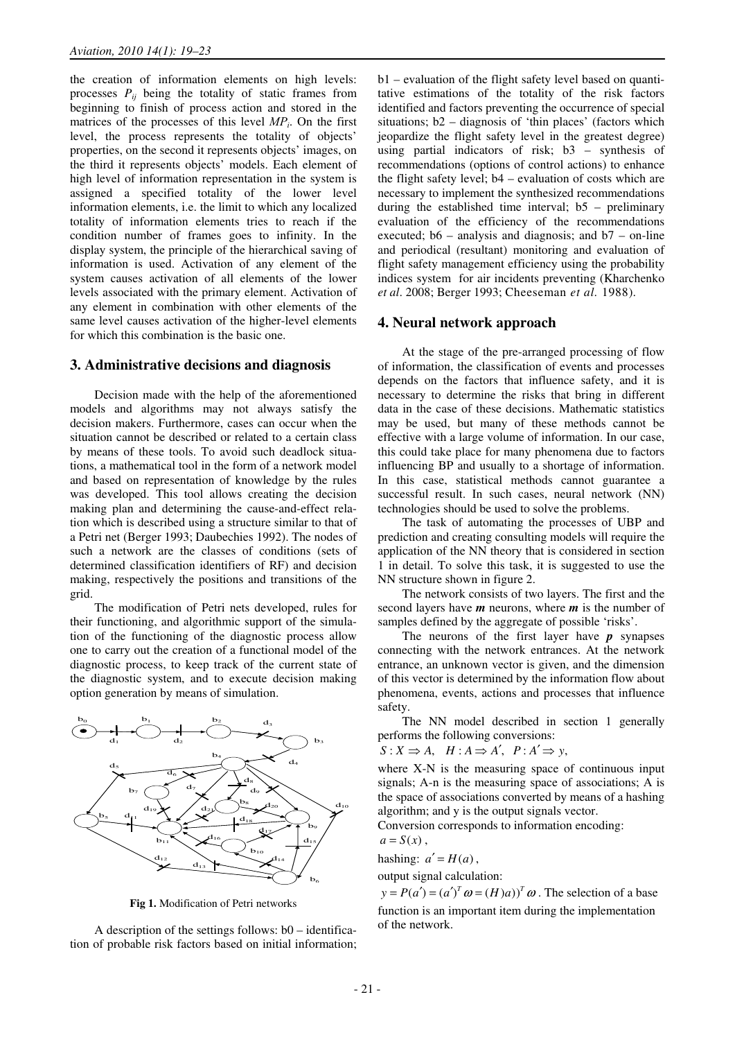the creation of information elements on high levels: processes $P_{ij}$ being the totality of static frames from beginning to finish of process action and stored in the matrices of the processes of this level $MP_i$. On the first level, the process represents the totality of objects' properties, on the second it represents objects' images, on the third it represents objects' models. Each element of high level of information representation in the system is assigned a specified totality of the lower level information elements, i.e. the limit to which any localized totality of information elements tries to reach if the condition number of frames goes to infinity. In the display system, the principle of the hierarchical saving of information is used. Activation of any element of the system causes activation of all elements of the lower levels associated with the primary element. Activation of any element in combination with other elements of the same level causes activation of the higher-level elements for which this combination is the basic one.

## 3. Administrative decisions and diagnosis

Decision made with the help of the aforementioned models and algorithms may not always satisfy the decision makers. Furthermore, cases can occur when the situation cannot be described or related to a certain class by means of these tools. To avoid such deadlock situations, a mathematical tool in the form of a network model and based on representation of knowledge by the rules was developed. This tool allows creating the decision making plan and determining the cause-and-effect relation which is described using a structure similar to that of a Petri net (Berger 1993; Daubechies 1992). The nodes of such a network are the classes of conditions (sets of determined classification identifiers of RF) and decision making, respectively the positions and transitions of the grid.

The modification of Petri nets developed, rules for their functioning, and algorithmic support of the simulation of the functioning of the diagnostic process allow one to carry out the creation of a functional model of the diagnostic process, to keep track of the current state of the diagnostic system, and to execute decision making option generation by means of simulation.

b0 b1 b2 b3 b4 b5 b6 b7 b8 b9 b10 b11
d1 d2 d3 d4 d5 d6 d7 d8 d9 d10 d11 d12 d13 d14 d15 d16 d17 d18 d19 d20 d21

**Fig 1.** Modification of Petri networks

A description of the settings follows: b0 – identification of probable risk factors based on initial information; b1 – evaluation of the flight safety level based on quantitative estimations of the totality of the risk factors identified and factors preventing the occurrence of special situations; b2 – diagnosis of 'thin places' (factors which jeopardize the flight safety level in the greatest degree) using partial indicators of risk; b3 – synthesis of recommendations (options of control actions) to enhance the flight safety level; b4 – evaluation of costs which are necessary to implement the synthesized recommendations during the established time interval; b5 – preliminary evaluation of the efficiency of the recommendations executed; b6 – analysis and diagnosis; and b7 – on-line and periodical (resultant) monitoring and evaluation of flight safety management efficiency using the probability indices system for air incidents preventing (Kharchenko *et al*. 2008; Berger 1993; Cheeseman *et al*. 1988).

## 4. Neural network approach

At the stage of the pre-arranged processing of flow of information, the classification of events and processes depends on the factors that influence safety, and it is necessary to determine the risks that bring in different data in the case of these decisions. Mathematic statistics may be used, but many of these methods cannot be effective with a large volume of information. In our case, this could take place for many phenomena due to factors influencing BP and usually to a shortage of information. In this case, statistical methods cannot guarantee a successful result. In such cases, neural network (NN) technologies should be used to solve the problems.

The task of automating the processes of UBP and prediction and creating consulting models will require the application of the NN theory that is considered in section 1 in detail. To solve this task, it is suggested to use the NN structure shown in figure 2.

The network consists of two layers. The first and the second layers have $\boldsymbol{m}$ neurons, where $\boldsymbol{m}$ is the number of samples defined by the aggregate of possible 'risks'.

The neurons of the first layer have $\boldsymbol{p}$ synapses connecting with the network entrances. At the network entrance, an unknown vector is given, and the dimension of this vector is determined by the information flow about phenomena, events, actions and processes that influence safety.

The NN model described in section 1 generally performs the following conversions:

$S: X \Rightarrow A, \quad H: A \Rightarrow A', \quad P: A' \Rightarrow y,$

where X-N is the measuring space of continuous input signals; A-n is the measuring space of associations; A is the space of associations converted by means of a hashing algorithm; and y is the output signals vector.

Conversion corresponds to information encoding:

$a = S(x)$,

hashing: $a' = H(a)$,

output signal calculation:

$y = P(a') = (a')^T \omega = (H)a))^T \omega$. The selection of a base function is an important item during the implementation of the network.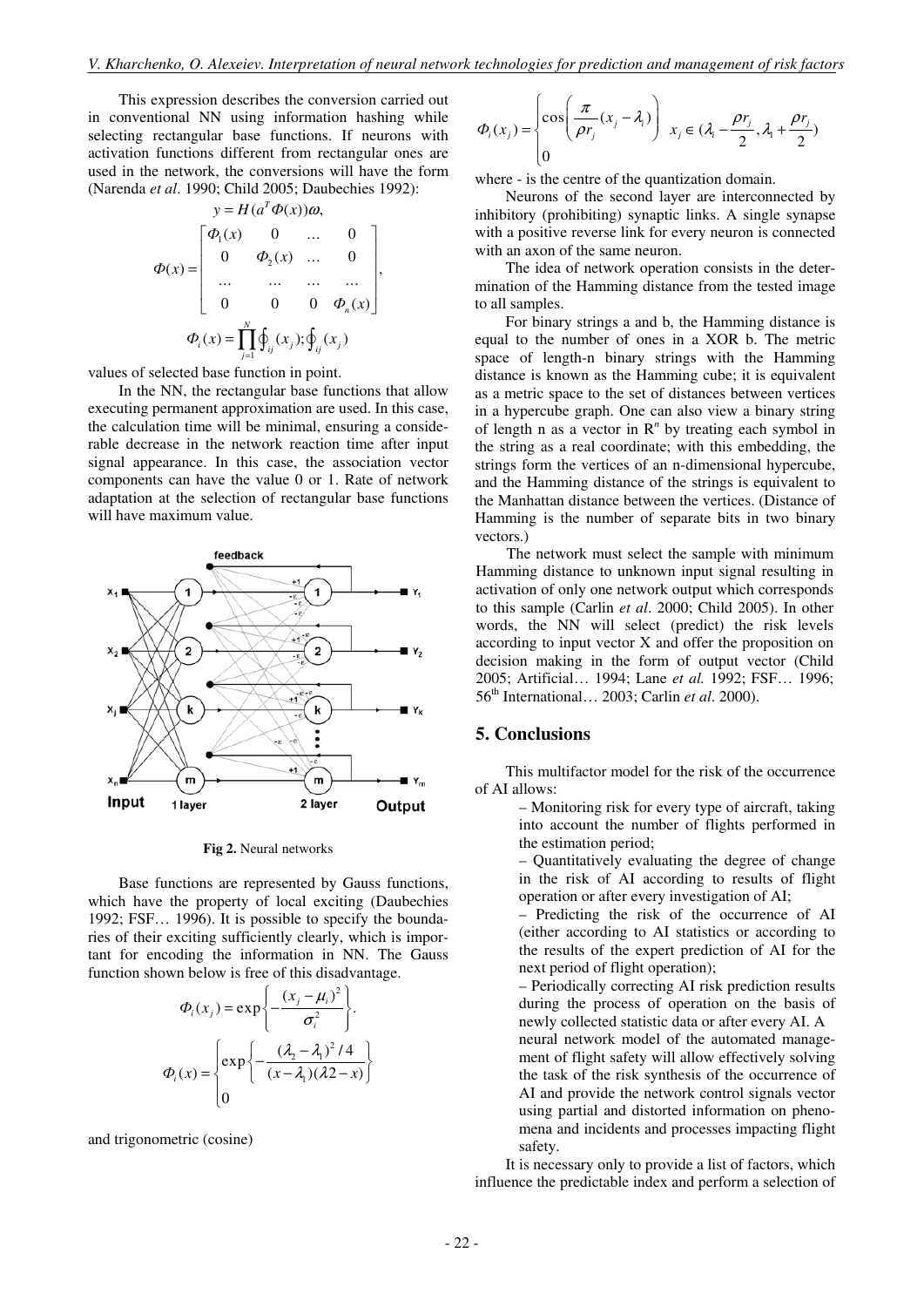This expression describes the conversion carried out in conventional NN using information hashing while selecting rectangular base functions. If neurons with activation functions different from rectangular ones are used in the network, the conversions will have the form (Narenda *et al*. 1990; Child 2005; Daubechies 1992):

$$y = H(a^T \Phi(x))\omega,$$

$$\Phi(x) = \begin{bmatrix} \Phi_1(x) & 0 & \dots & 0 \\ 0 & \Phi_2(x) & \dots & 0 \\ \dots & \dots & \dots & \dots \\ 0 & 0 & 0 & \Phi_n(x) \end{bmatrix},$$

$$\Phi_i(x) = \prod_{j=1}^{N} \oint_{ij}(x_j); \oint_{ij}(x_j)$$

values of selected base function in point.

In the NN, the rectangular base functions that allow executing permanent approximation are used. In this case, the calculation time will be minimal, ensuring a considerable decrease in the network reaction time after input signal appearance. In this case, the association vector components can have the value 0 or 1. Rate of network adaptation at the selection of rectangular base functions will have maximum value.

**Fig 2.** Neural networks

Base functions are represented by Gauss functions, which have the property of local exciting (Daubechies 1992; FSF… 1996). It is possible to specify the boundaries of their exciting sufficiently clearly, which is important for encoding the information in NN. The Gauss function shown below is free of this disadvantage.

$$\Phi_i(x_j) = \exp\left\{-\frac{(x_j - \mu_i)^2}{\sigma_i^2}\right\}.$$

$$\Phi_i(x) = \begin{cases} \exp\left\{-\dfrac{(\lambda_2 - \lambda_1)^2/4}{(x - \lambda_1)(\lambda 2 - x)}\right\} \\ 0 \end{cases}$$

and trigonometric (cosine)

$$\Phi_i(x_j) = \begin{cases} \cos\left(\dfrac{\pi}{\rho r_j}(x_j - \lambda_i)\right) & x_j \in (\lambda_i - \dfrac{\rho r_j}{2}, \lambda_1 + \dfrac{\rho r_j}{2}) \\ 0 \end{cases}$$

where - is the centre of the quantization domain.

Neurons of the second layer are interconnected by inhibitory (prohibiting) synaptic links. A single synapse with a positive reverse link for every neuron is connected with an axon of the same neuron.

The idea of network operation consists in the determination of the Hamming distance from the tested image to all samples.

For binary strings a and b, the Hamming distance is equal to the number of ones in a XOR b. The metric space of length-n binary strings with the Hamming distance is known as the Hamming cube; it is equivalent as a metric space to the set of distances between vertices in a hypercube graph. One can also view a binary string of length n as a vector in $R^n$ by treating each symbol in the string as a real coordinate; with this embedding, the strings form the vertices of an n-dimensional hypercube, and the Hamming distance of the strings is equivalent to the Manhattan distance between the vertices. (Distance of Hamming is the number of separate bits in two binary vectors.)

The network must select the sample with minimum Hamming distance to unknown input signal resulting in activation of only one network output which corresponds to this sample (Carlin *et al*. 2000; Child 2005). In other words, the NN will select (predict) the risk levels according to input vector X and offer the proposition on decision making in the form of output vector (Child 2005; Artificial… 1994; Lane *et al.* 1992; FSF… 1996; 56th International… 2003; Carlin *et al*. 2000).

## 5. Conclusions

This multifactor model for the risk of the occurrence of AI allows:

– Monitoring risk for every type of aircraft, taking into account the number of flights performed in the estimation period;

– Quantitatively evaluating the degree of change in the risk of AI according to results of flight operation or after every investigation of AI;

– Predicting the risk of the occurrence of AI (either according to AI statistics or according to the results of the expert prediction of AI for the next period of flight operation);

– Periodically correcting AI risk prediction results during the process of operation on the basis of newly collected statistic data or after every AI. A neural network model of the automated management of flight safety will allow effectively solving the task of the risk synthesis of the occurrence of AI and provide the network control signals vector using partial and distorted information on phenomena and incidents and processes impacting flight safety.

It is necessary only to provide a list of factors, which influence the predictable index and perform a selection of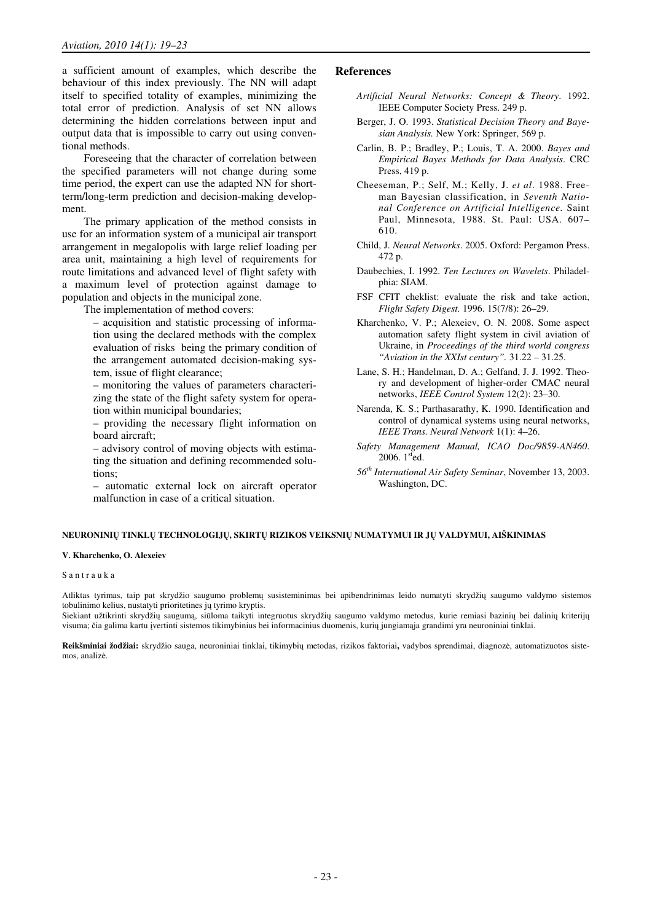a sufficient amount of examples, which describe the behaviour of this index previously. The NN will adapt itself to specified totality of examples, minimizing the total error of prediction. Analysis of set NN allows determining the hidden correlations between input and output data that is impossible to carry out using conventional methods.

Foreseeing that the character of correlation between the specified parameters will not change during some time period, the expert can use the adapted NN for short-term/long-term prediction and decision-making development.

The primary application of the method consists in use for an information system of a municipal air transport arrangement in megalopolis with large relief loading per area unit, maintaining a high level of requirements for route limitations and advanced level of flight safety with a maximum level of protection against damage to population and objects in the municipal zone.

The implementation of method covers:

– acquisition and statistic processing of information using the declared methods with the complex evaluation of risks being the primary condition of the arrangement automated decision-making system, issue of flight clearance;

– monitoring the values of parameters characterizing the state of the flight safety system for operation within municipal boundaries;

– providing the necessary flight information on board aircraft;

– advisory control of moving objects with estimating the situation and defining recommended solutions;

– automatic external lock on aircraft operator malfunction in case of a critical situation.

## References

*Artificial Neural Networks: Concept & Theory*. 1992. IEEE Computer Society Press. 249 p.

Berger, J. O. 1993. *Statistical Decision Theory and Bayesian Analysis.* New York: Springer, 569 p.

Carlin, B. P.; Bradley, P.; Louis, T. A. 2000. *Bayes and Empirical Bayes Methods for Data Analysis*. CRC Press, 419 p.

Cheeseman, P.; Self, M.; Kelly, J. *et al*. 1988. Freeman Bayesian classification, in *Seventh National Conference on Artificial Intelligence*. Saint Paul, Minnesota, 1988. St. Paul: USA. 607–610.

Child, J. *Neural Networks*. 2005. Oxford: Pergamon Press. 472 p.

Daubechies, I. 1992. *Ten Lectures on Wavelets*. Philadelphia: SIAM.

FSF CFIT cheklist: evaluate the risk and take action, *Flight Safety Digest.* 1996. 15(7/8): 26–29.

Kharchenko, V. P.; Alexeiev, O. N. 2008. Some aspect automation safety flight system in civil aviation of Ukraine, in *Proceedings of the third world congress "Aviation in the XXIst century"*. 31.22 – 31.25.

Lane, S. H.; Handelman, D. A.; Gelfand, J. J. 1992. Theory and development of higher-order CMAC neural networks, *IEEE Control System* 12(2): 23–30.

Narenda, K. S.; Parthasarathy, K. 1990. Identification and control of dynamical systems using neural networks, *IEEE Trans. Neural Network* 1(1): 4–26.

*Safety Management Manual, ICAO Doc/9859-AN460*. 2006. 1st ed.

*56th International Air Safety Seminar*, November 13, 2003. Washington, DC.

**NEURONINIŲ TINKLŲ TECHNOLOGIJŲ, SKIRTŲ RIZIKOS VEIKSNIŲ NUMATYMUI IR JŲ VALDYMUI, AIŠKINIMAS**

**V. Kharchenko, O. Alexeiev**

Santrauka

Atliktas tyrimas, taip pat skrydžio saugumo problemų susisteminimas bei apibendrinimas leido numatyti skrydžių saugumo valdymo sistemos tobulinimo kelius, nustatyti prioritetines jų tyrimo kryptis.
Siekiant užtikrinti skrydžių saugumą, siūloma taikyti integruotus skrydžių saugumo valdymo metodus, kurie remiasi bazinių bei dalinių kriterijų visuma; čia galima kartu įvertinti sistemos tikimybinius bei informacinius duomenis, kurių jungiamąja grandimi yra neuroniniai tinklai.

**Reikšminiai žodžiai:** skrydžio sauga, neuroniniai tinklai, tikimybių metodas, rizikos faktoriai**,** vadybos sprendimai, diagnozė, automatizuotos sistemos, analizė.